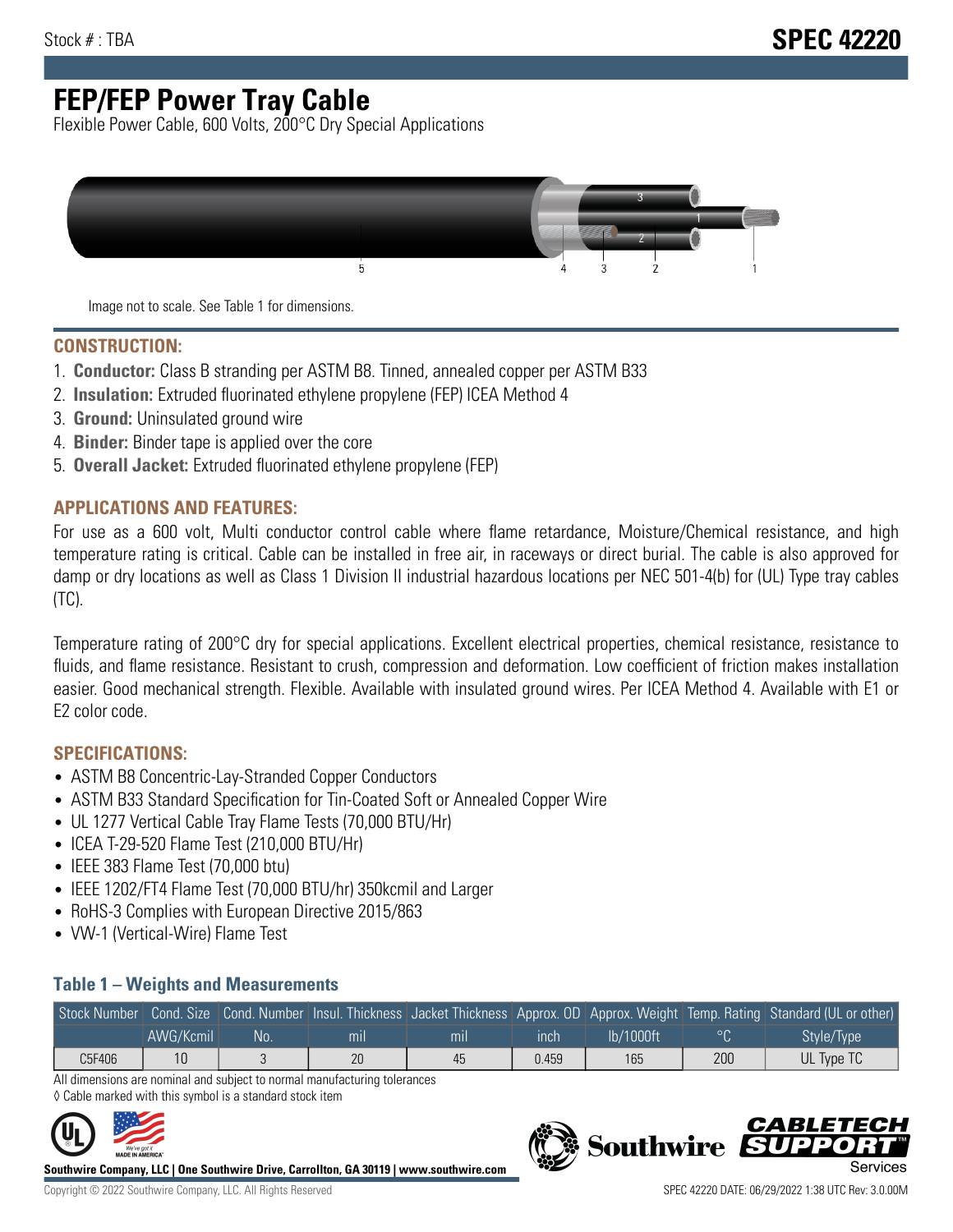Stock # : TBA

# SPEC 42220

# FEP/FEP Power Tray Cable

Flexible Power Cable, 600 Volts, 200°C Dry Special Applications

Image not to scale. See Table 1 for dimensions.

## CONSTRUCTION:

1. **Conductor:** Class B stranding per ASTM B8. Tinned, annealed copper per ASTM B33
2. **Insulation:** Extruded fluorinated ethylene propylene (FEP) ICEA Method 4
3. **Ground:** Uninsulated ground wire
4. **Binder:** Binder tape is applied over the core
5. **Overall Jacket:** Extruded fluorinated ethylene propylene (FEP)

## APPLICATIONS AND FEATURES:

For use as a 600 volt, Multi conductor control cable where flame retardance, Moisture/Chemical resistance, and high temperature rating is critical. Cable can be installed in free air, in raceways or direct burial. The cable is also approved for damp or dry locations as well as Class 1 Division II industrial hazardous locations per NEC 501-4(b) for (UL) Type tray cables (TC).

Temperature rating of 200°C dry for special applications. Excellent electrical properties, chemical resistance, resistance to fluids, and flame resistance. Resistant to crush, compression and deformation. Low coefficient of friction makes installation easier. Good mechanical strength. Flexible. Available with insulated ground wires. Per ICEA Method 4. Available with E1 or E2 color code.

## SPECIFICATIONS:

- ASTM B8 Concentric-Lay-Stranded Copper Conductors
- ASTM B33 Standard Specification for Tin-Coated Soft or Annealed Copper Wire
- UL 1277 Vertical Cable Tray Flame Tests (70,000 BTU/Hr)
- ICEA T-29-520 Flame Test (210,000 BTU/Hr)
- IEEE 383 Flame Test (70,000 btu)
- IEEE 1202/FT4 Flame Test (70,000 BTU/hr) 350kcmil and Larger
- RoHS-3 Complies with European Directive 2015/863
- VW-1 (Vertical-Wire) Flame Test

### Table 1 – Weights and Measurements

| Stock Number | Cond. Size | Cond. Number | Insul. Thickness | Jacket Thickness | Approx. OD | Approx. Weight | Temp. Rating | Standard (UL or other) |
|---|---|---|---|---|---|---|---|---|
| | AWG/Kcmil | No. | mil | mil | inch | lb/1000ft | °C | Style/Type |
| C5F406 | 10 | 3 | 20 | 45 | 0.459 | 165 | 200 | UL Type TC |

All dimensions are nominal and subject to normal manufacturing tolerances

◊ Cable marked with this symbol is a standard stock item

**Southwire Company, LLC | One Southwire Drive, Carrollton, GA 30119 | www.southwire.com**

Copyright © 2022 Southwire Company, LLC. All Rights Reserved

SPEC 42220 DATE: 06/29/2022 1:38 UTC Rev: 3.0.00M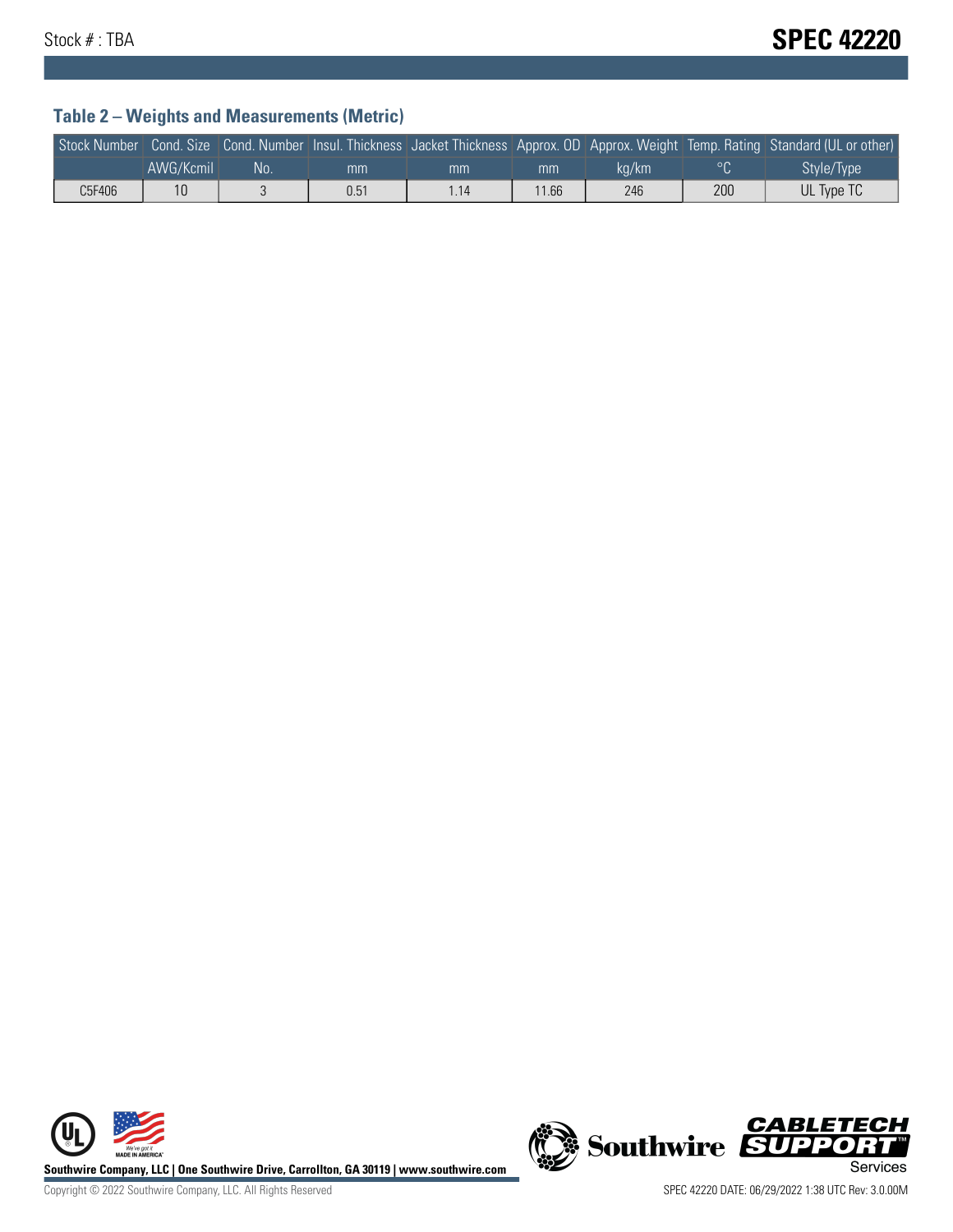## Table 2 – Weights and Measurements (Metric)

| Stock Number | Cond. Size | Cond. Number | Insul. Thickness | Jacket Thickness | Approx. OD | Approx. Weight | Temp. Rating | Standard (UL or other) |
|---|---|---|---|---|---|---|---|---|
| | AWG/Kcmil | No. | mm | mm | mm | kg/km | °C | Style/Type |
| C5F406 | 10 | 3 | 0.51 | 1.14 | 11.66 | 246 | 200 | UL Type TC |

Southwire Company, LLC | One Southwire Drive, Carrollton, GA 30119 | www.southwire.com

Copyright © 2022 Southwire Company, LLC. All Rights Reserved

SPEC 42220 DATE: 06/29/2022 1:38 UTC Rev: 3.0.00M